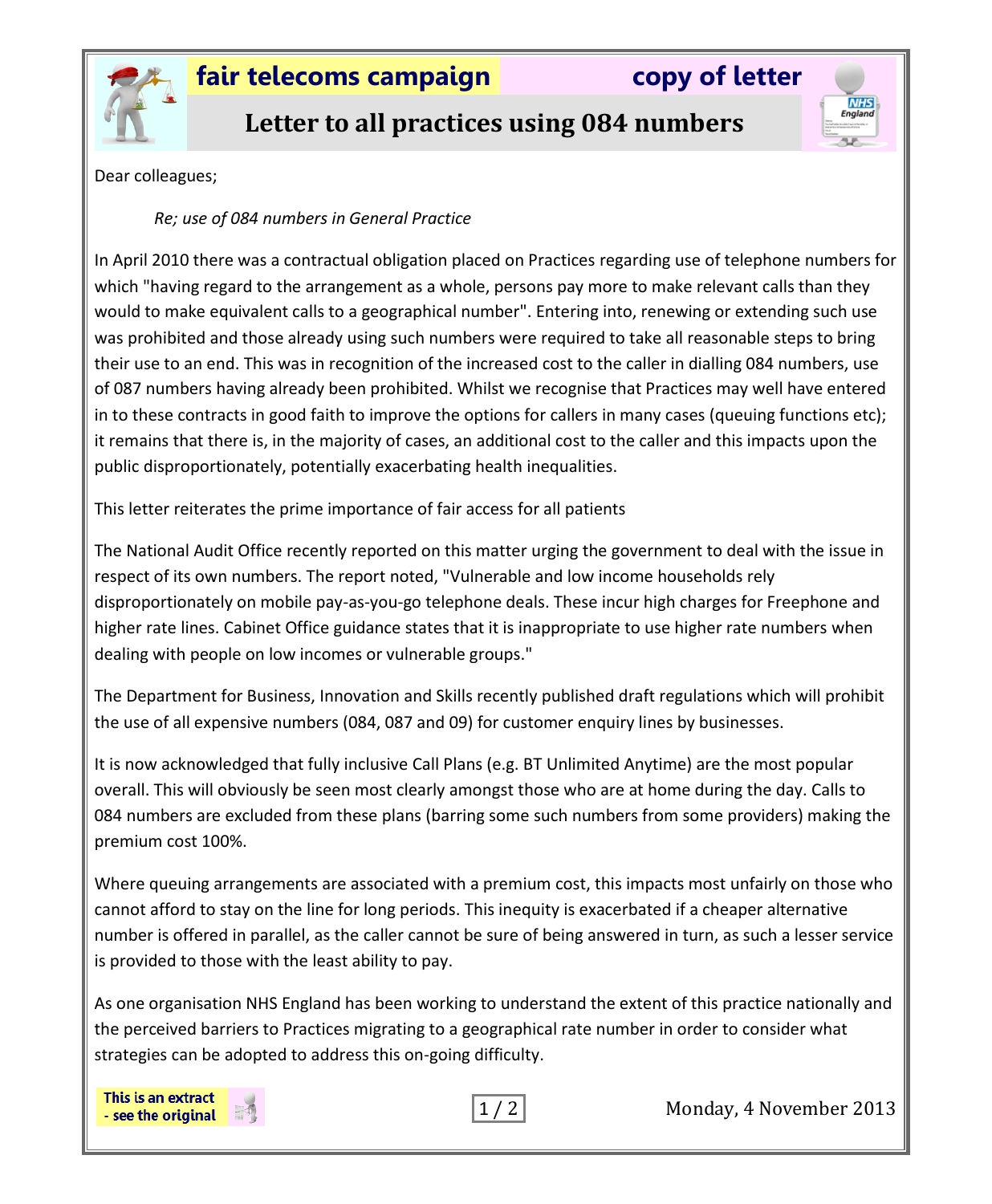**fair telecoms campaign** **copy of letter**

# Letter to all practices using 084 numbers

Dear colleagues;

*Re; use of 084 numbers in General Practice*

In April 2010 there was a contractual obligation placed on Practices regarding use of telephone numbers for which "having regard to the arrangement as a whole, persons pay more to make relevant calls than they would to make equivalent calls to a geographical number". Entering into, renewing or extending such use was prohibited and those already using such numbers were required to take all reasonable steps to bring their use to an end. This was in recognition of the increased cost to the caller in dialling 084 numbers, use of 087 numbers having already been prohibited. Whilst we recognise that Practices may well have entered in to these contracts in good faith to improve the options for callers in many cases (queuing functions etc); it remains that there is, in the majority of cases, an additional cost to the caller and this impacts upon the public disproportionately, potentially exacerbating health inequalities.

This letter reiterates the prime importance of fair access for all patients

The National Audit Office recently reported on this matter urging the government to deal with the issue in respect of its own numbers. The report noted, "Vulnerable and low income households rely disproportionately on mobile pay-as-you-go telephone deals. These incur high charges for Freephone and higher rate lines. Cabinet Office guidance states that it is inappropriate to use higher rate numbers when dealing with people on low incomes or vulnerable groups."

The Department for Business, Innovation and Skills recently published draft regulations which will prohibit the use of all expensive numbers (084, 087 and 09) for customer enquiry lines by businesses.

It is now acknowledged that fully inclusive Call Plans (e.g. BT Unlimited Anytime) are the most popular overall. This will obviously be seen most clearly amongst those who are at home during the day. Calls to 084 numbers are excluded from these plans (barring some such numbers from some providers) making the premium cost 100%.

Where queuing arrangements are associated with a premium cost, this impacts most unfairly on those who cannot afford to stay on the line for long periods. This inequity is exacerbated if a cheaper alternative number is offered in parallel, as the caller cannot be sure of being answered in turn, as such a lesser service is provided to those with the least ability to pay.

As one organisation NHS England has been working to understand the extent of this practice nationally and the perceived barriers to Practices migrating to a geographical rate number in order to consider what strategies can be adopted to address this on-going difficulty.

This is an extract - see the original

Monday, 4 November 2013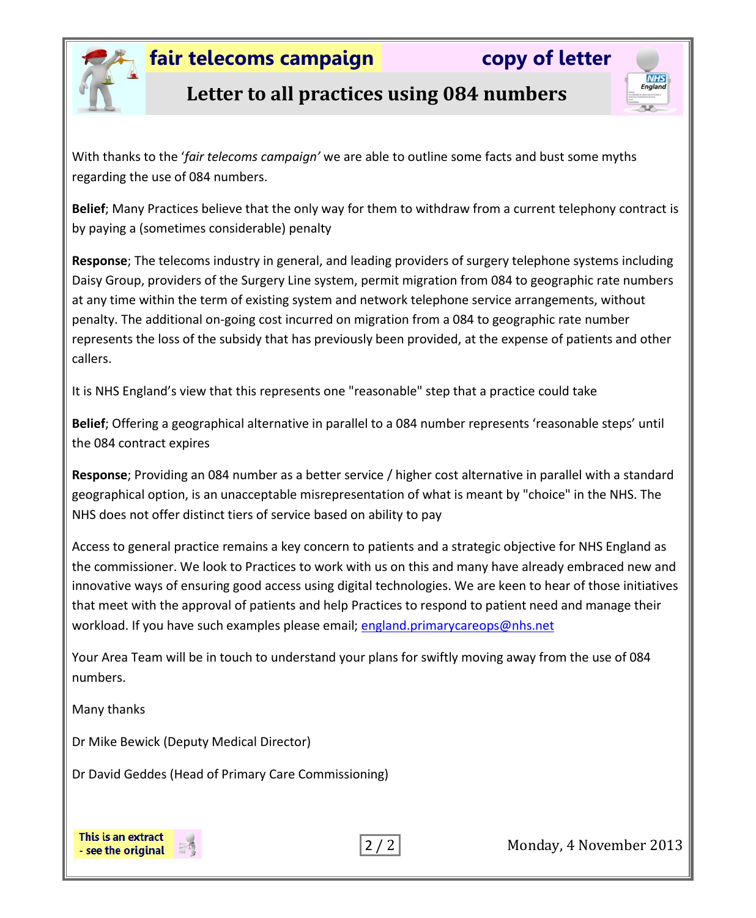# fair telecoms campaign — copy of letter

## Letter to all practices using 084 numbers

With thanks to the '*fair telecoms campaign'* we are able to outline some facts and bust some myths regarding the use of 084 numbers.

**Belief**; Many Practices believe that the only way for them to withdraw from a current telephony contract is by paying a (sometimes considerable) penalty

**Response**; The telecoms industry in general, and leading providers of surgery telephone systems including Daisy Group, providers of the Surgery Line system, permit migration from 084 to geographic rate numbers at any time within the term of existing system and network telephone service arrangements, without penalty. The additional on-going cost incurred on migration from a 084 to geographic rate number represents the loss of the subsidy that has previously been provided, at the expense of patients and other callers.

It is NHS England's view that this represents one "reasonable" step that a practice could take

**Belief**; Offering a geographical alternative in parallel to a 084 number represents 'reasonable steps' until the 084 contract expires

**Response**; Providing an 084 number as a better service / higher cost alternative in parallel with a standard geographical option, is an unacceptable misrepresentation of what is meant by "choice" in the NHS. The NHS does not offer distinct tiers of service based on ability to pay

Access to general practice remains a key concern to patients and a strategic objective for NHS England as the commissioner. We look to Practices to work with us on this and many have already embraced new and innovative ways of ensuring good access using digital technologies. We are keen to hear of those initiatives that meet with the approval of patients and help Practices to respond to patient need and manage their workload. If you have such examples please email; england.primarycareops@nhs.net

Your Area Team will be in touch to understand your plans for swiftly moving away from the use of 084 numbers.

Many thanks

Dr Mike Bewick (Deputy Medical Director)

Dr David Geddes (Head of Primary Care Commissioning)

This is an extract - see the original

Monday, 4 November 2013